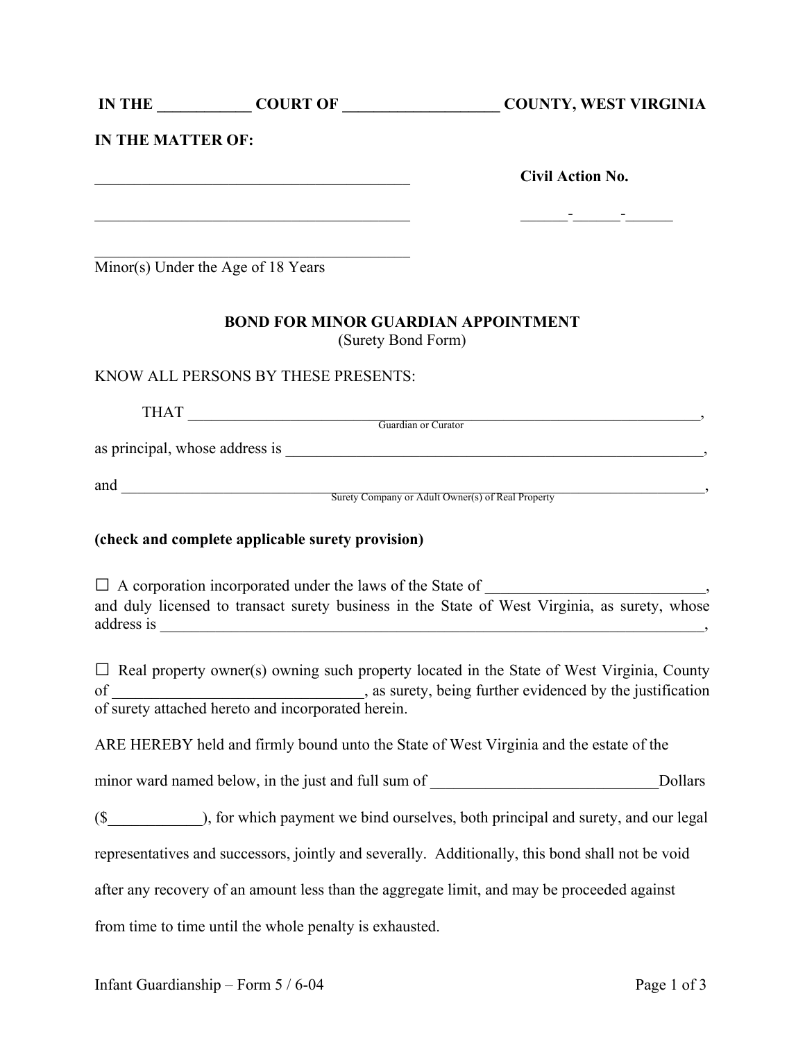**IN THE ___________ COURT OF ___________________ COUNTY, WEST VIRGINIA**

**IN THE MATTER OF:**

_________________________________________ **Civil Action No.**

_________________________________________ ______-______-______

_________________________________________
Minor(s) Under the Age of 18 Years

**BOND FOR MINOR GUARDIAN APPOINTMENT**
(Surety Bond Form)

KNOW ALL PERSONS BY THESE PRESENTS:

THAT _________________________________________________________________,
Guardian or Curator

as principal, whose address is _________________________________________________,

and _________________________________________________________________________,
Surety Company or Adult Owner(s) of Real Property

**(check and complete applicable surety provision)**

☐ A corporation incorporated under the laws of the State of ___________________________, and duly licensed to transact surety business in the State of West Virginia, as surety, whose address is _________________________________________________________________________,

☐ Real property owner(s) owning such property located in the State of West Virginia, County of ________________________________, as surety, being further evidenced by the justification of surety attached hereto and incorporated herein.

ARE HEREBY held and firmly bound unto the State of West Virginia and the estate of the minor ward named below, in the just and full sum of _____________________________Dollars ($____________), for which payment we bind ourselves, both principal and surety, and our legal representatives and successors, jointly and severally. Additionally, this bond shall not be void after any recovery of an amount less than the aggregate limit, and may be proceeded against from time to time until the whole penalty is exhausted.

Infant Guardianship – Form 5 / 6-04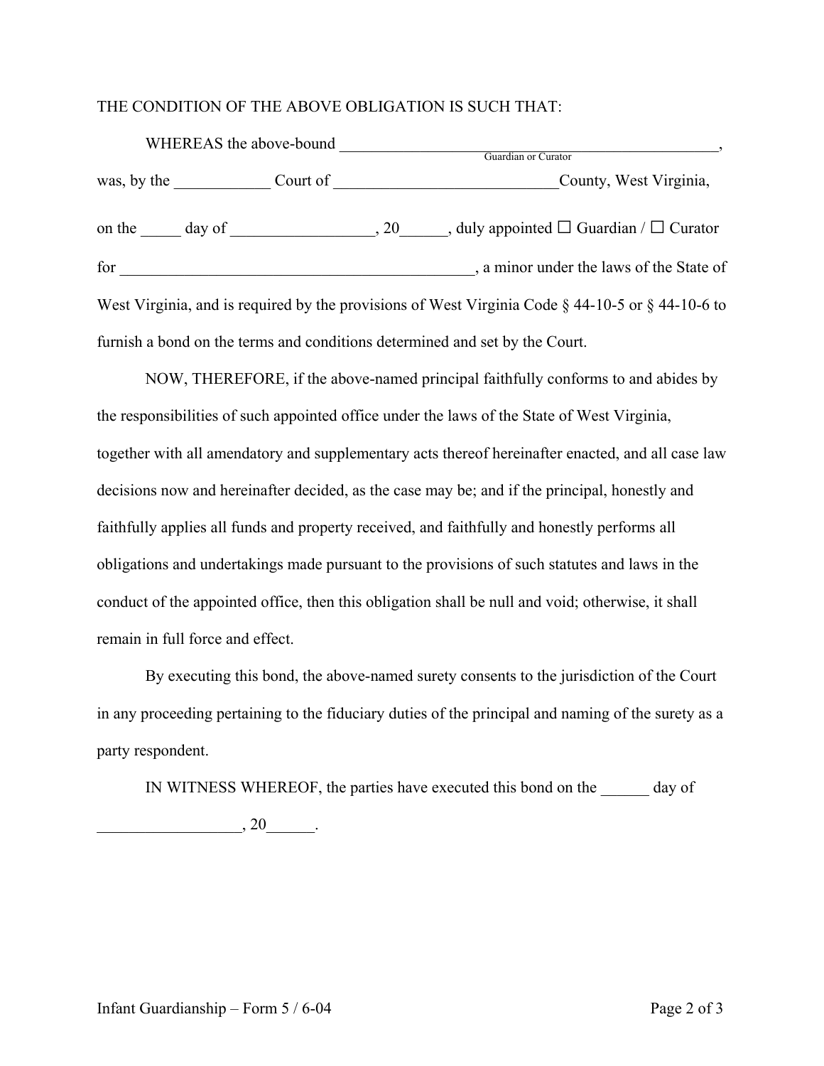THE CONDITION OF THE ABOVE OBLIGATION IS SUCH THAT:

WHEREAS the above-bound ______________________________________________,
Guardian or Curator

was, by the ____________ Court of ____________________________County, West Virginia,

on the _____ day of __________________, 20______, duly appointed ☐ Guardian / ☐ Curator

for ______________________________________________, a minor under the laws of the State of West Virginia, and is required by the provisions of West Virginia Code § 44-10-5 or § 44-10-6 to furnish a bond on the terms and conditions determined and set by the Court.

NOW, THEREFORE, if the above-named principal faithfully conforms to and abides by the responsibilities of such appointed office under the laws of the State of West Virginia, together with all amendatory and supplementary acts thereof hereinafter enacted, and all case law decisions now and hereinafter decided, as the case may be; and if the principal, honestly and faithfully applies all funds and property received, and faithfully and honestly performs all obligations and undertakings made pursuant to the provisions of such statutes and laws in the conduct of the appointed office, then this obligation shall be null and void; otherwise, it shall remain in full force and effect.

By executing this bond, the above-named surety consents to the jurisdiction of the Court in any proceeding pertaining to the fiduciary duties of the principal and naming of the surety as a party respondent.

IN WITNESS WHEREOF, the parties have executed this bond on the ______ day of __________________, 20______.

Infant Guardianship – Form 5 / 6-04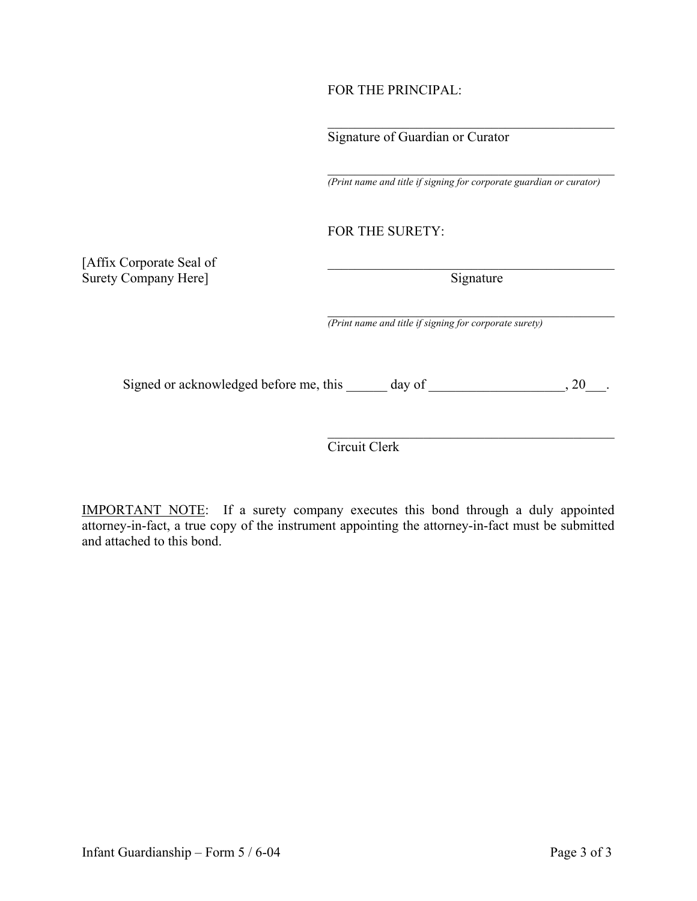FOR THE PRINCIPAL:

\_\_\_\_\_\_\_\_\_\_\_\_\_\_\_\_\_\_\_\_\_\_\_\_\_\_\_\_\_\_\_\_\_\_\_\_\_\_\_\_\_\_\_\_
Signature of Guardian or Curator

\_\_\_\_\_\_\_\_\_\_\_\_\_\_\_\_\_\_\_\_\_\_\_\_\_\_\_\_\_\_\_\_\_\_\_\_\_\_\_\_\_\_\_\_
*(Print name and title if signing for corporate guardian or curator)*

FOR THE SURETY:

[Affix Corporate Seal of Surety Company Here]

\_\_\_\_\_\_\_\_\_\_\_\_\_\_\_\_\_\_\_\_\_\_\_\_\_\_\_\_\_\_\_\_\_\_\_\_\_\_\_\_\_\_\_\_
Signature

\_\_\_\_\_\_\_\_\_\_\_\_\_\_\_\_\_\_\_\_\_\_\_\_\_\_\_\_\_\_\_\_\_\_\_\_\_\_\_\_\_\_\_\_
*(Print name and title if signing for corporate surety)*

Signed or acknowledged before me, this \_\_\_\_\_\_ day of \_\_\_\_\_\_\_\_\_\_\_\_\_\_\_\_\_\_\_\_, 20\_\_\_.

\_\_\_\_\_\_\_\_\_\_\_\_\_\_\_\_\_\_\_\_\_\_\_\_\_\_\_\_\_\_\_\_\_\_\_\_\_\_\_\_\_\_\_\_
Circuit Clerk

<u>IMPORTANT NOTE</u>: If a surety company executes this bond through a duly appointed attorney-in-fact, a true copy of the instrument appointing the attorney-in-fact must be submitted and attached to this bond.

Infant Guardianship – Form 5 / 6-04